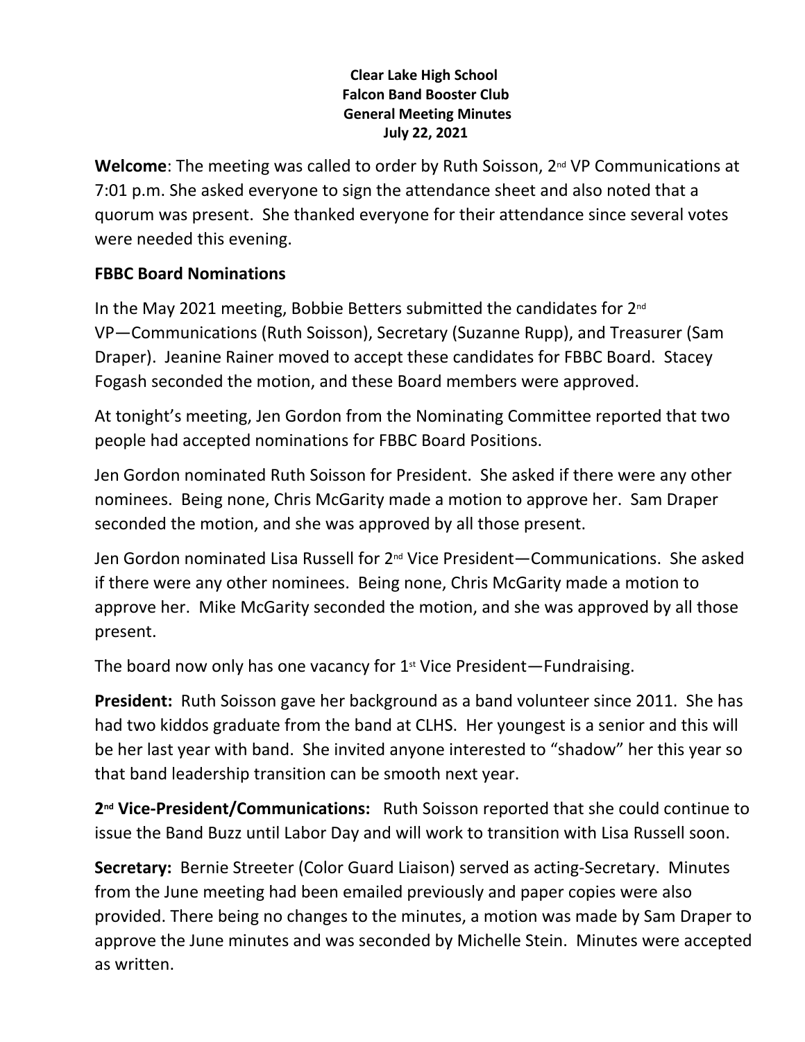**Clear Lake High School**
**Falcon Band Booster Club**
**General Meeting Minutes**
**July 22, 2021**

**Welcome**: The meeting was called to order by Ruth Soisson, 2nd VP Communications at 7:01 p.m. She asked everyone to sign the attendance sheet and also noted that a quorum was present. She thanked everyone for their attendance since several votes were needed this evening.

## FBBC Board Nominations

In the May 2021 meeting, Bobbie Betters submitted the candidates for 2nd VP—Communications (Ruth Soisson), Secretary (Suzanne Rupp), and Treasurer (Sam Draper). Jeanine Rainer moved to accept these candidates for FBBC Board. Stacey Fogash seconded the motion, and these Board members were approved.

At tonight's meeting, Jen Gordon from the Nominating Committee reported that two people had accepted nominations for FBBC Board Positions.

Jen Gordon nominated Ruth Soisson for President. She asked if there were any other nominees. Being none, Chris McGarity made a motion to approve her. Sam Draper seconded the motion, and she was approved by all those present.

Jen Gordon nominated Lisa Russell for 2nd Vice President—Communications. She asked if there were any other nominees. Being none, Chris McGarity made a motion to approve her. Mike McGarity seconded the motion, and she was approved by all those present.

The board now only has one vacancy for 1st Vice President—Fundraising.

**President:** Ruth Soisson gave her background as a band volunteer since 2011. She has had two kiddos graduate from the band at CLHS. Her youngest is a senior and this will be her last year with band. She invited anyone interested to "shadow" her this year so that band leadership transition can be smooth next year.

**2nd Vice-President/Communications:** Ruth Soisson reported that she could continue to issue the Band Buzz until Labor Day and will work to transition with Lisa Russell soon.

**Secretary:** Bernie Streeter (Color Guard Liaison) served as acting-Secretary. Minutes from the June meeting had been emailed previously and paper copies were also provided. There being no changes to the minutes, a motion was made by Sam Draper to approve the June minutes and was seconded by Michelle Stein. Minutes were accepted as written.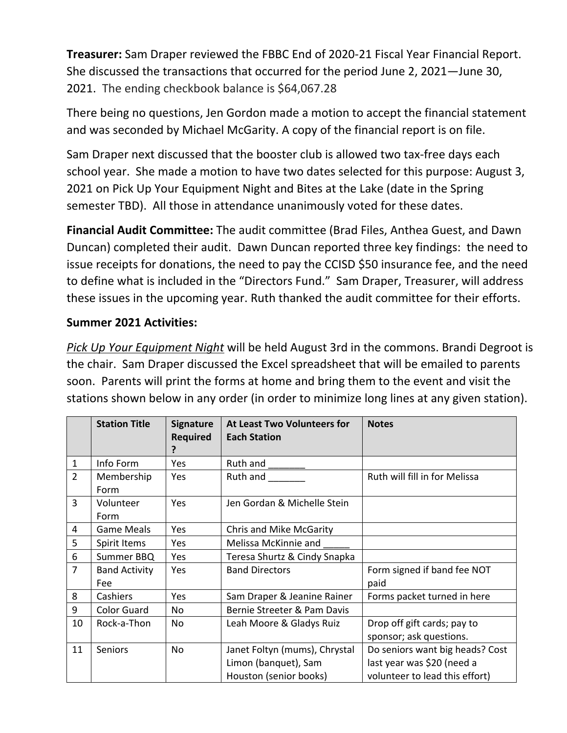**Treasurer:** Sam Draper reviewed the FBBC End of 2020-21 Fiscal Year Financial Report. She discussed the transactions that occurred for the period June 2, 2021—June 30, 2021. The ending checkbook balance is $64,067.28

There being no questions, Jen Gordon made a motion to accept the financial statement and was seconded by Michael McGarity. A copy of the financial report is on file.

Sam Draper next discussed that the booster club is allowed two tax-free days each school year. She made a motion to have two dates selected for this purpose: August 3, 2021 on Pick Up Your Equipment Night and Bites at the Lake (date in the Spring semester TBD). All those in attendance unanimously voted for these dates.

**Financial Audit Committee:** The audit committee (Brad Files, Anthea Guest, and Dawn Duncan) completed their audit. Dawn Duncan reported three key findings: the need to issue receipts for donations, the need to pay the CCISD $50 insurance fee, and the need to define what is included in the "Directors Fund." Sam Draper, Treasurer, will address these issues in the upcoming year. Ruth thanked the audit committee for their efforts.

**Summer 2021 Activities:**

*Pick Up Your Equipment Night* will be held August 3rd in the commons. Brandi Degroot is the chair. Sam Draper discussed the Excel spreadsheet that will be emailed to parents soon. Parents will print the forms at home and bring them to the event and visit the stations shown below in any order (in order to minimize long lines at any given station).

| | Station Title | Signature Required ? | At Least Two Volunteers for Each Station | Notes |
|---|---|---|---|---|
| 1 | Info Form | Yes | Ruth and _______ | |
| 2 | Membership Form | Yes | Ruth and _______ | Ruth will fill in for Melissa |
| 3 | Volunteer Form | Yes | Jen Gordan & Michelle Stein | |
| 4 | Game Meals | Yes | Chris and Mike McGarity | |
| 5 | Spirit Items | Yes | Melissa McKinnie and _____ | |
| 6 | Summer BBQ | Yes | Teresa Shurtz & Cindy Snapka | |
| 7 | Band Activity Fee | Yes | Band Directors | Form signed if band fee NOT paid |
| 8 | Cashiers | Yes | Sam Draper & Jeanine Rainer | Forms packet turned in here |
| 9 | Color Guard | No | Bernie Streeter & Pam Davis | |
| 10 | Rock-a-Thon | No | Leah Moore & Gladys Ruiz | Drop off gift cards; pay to sponsor; ask questions. |
| 11 | Seniors | No | Janet Foltyn (mums), Chrystal Limon (banquet), Sam Houston (senior books) | Do seniors want big heads? Cost last year was $20 (need a volunteer to lead this effort) |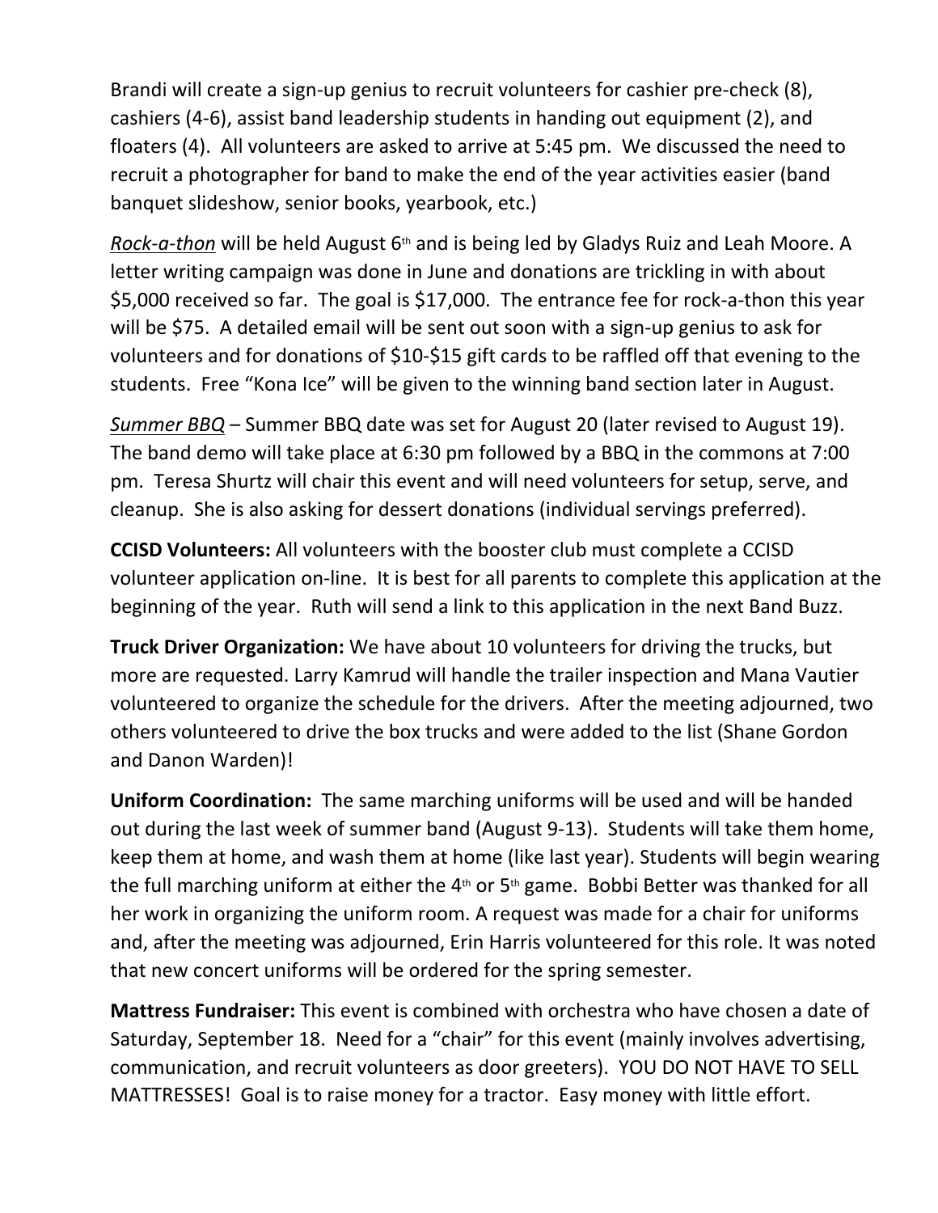Brandi will create a sign-up genius to recruit volunteers for cashier pre-check (8), cashiers (4-6), assist band leadership students in handing out equipment (2), and floaters (4). All volunteers are asked to arrive at 5:45 pm. We discussed the need to recruit a photographer for band to make the end of the year activities easier (band banquet slideshow, senior books, yearbook, etc.)

*Rock-a-thon* will be held August 6th and is being led by Gladys Ruiz and Leah Moore. A letter writing campaign was done in June and donations are trickling in with about $5,000 received so far. The goal is $17,000. The entrance fee for rock-a-thon this year will be $75. A detailed email will be sent out soon with a sign-up genius to ask for volunteers and for donations of $10-$15 gift cards to be raffled off that evening to the students. Free "Kona Ice" will be given to the winning band section later in August.

*Summer BBQ* – Summer BBQ date was set for August 20 (later revised to August 19). The band demo will take place at 6:30 pm followed by a BBQ in the commons at 7:00 pm. Teresa Shurtz will chair this event and will need volunteers for setup, serve, and cleanup. She is also asking for dessert donations (individual servings preferred).

**CCISD Volunteers:** All volunteers with the booster club must complete a CCISD volunteer application on-line. It is best for all parents to complete this application at the beginning of the year. Ruth will send a link to this application in the next Band Buzz.

**Truck Driver Organization:** We have about 10 volunteers for driving the trucks, but more are requested. Larry Kamrud will handle the trailer inspection and Mana Vautier volunteered to organize the schedule for the drivers. After the meeting adjourned, two others volunteered to drive the box trucks and were added to the list (Shane Gordon and Danon Warden)!

**Uniform Coordination:** The same marching uniforms will be used and will be handed out during the last week of summer band (August 9-13). Students will take them home, keep them at home, and wash them at home (like last year). Students will begin wearing the full marching uniform at either the 4th or 5th game. Bobbi Better was thanked for all her work in organizing the uniform room. A request was made for a chair for uniforms and, after the meeting was adjourned, Erin Harris volunteered for this role. It was noted that new concert uniforms will be ordered for the spring semester.

**Mattress Fundraiser:** This event is combined with orchestra who have chosen a date of Saturday, September 18. Need for a "chair" for this event (mainly involves advertising, communication, and recruit volunteers as door greeters). YOU DO NOT HAVE TO SELL MATTRESSES! Goal is to raise money for a tractor. Easy money with little effort.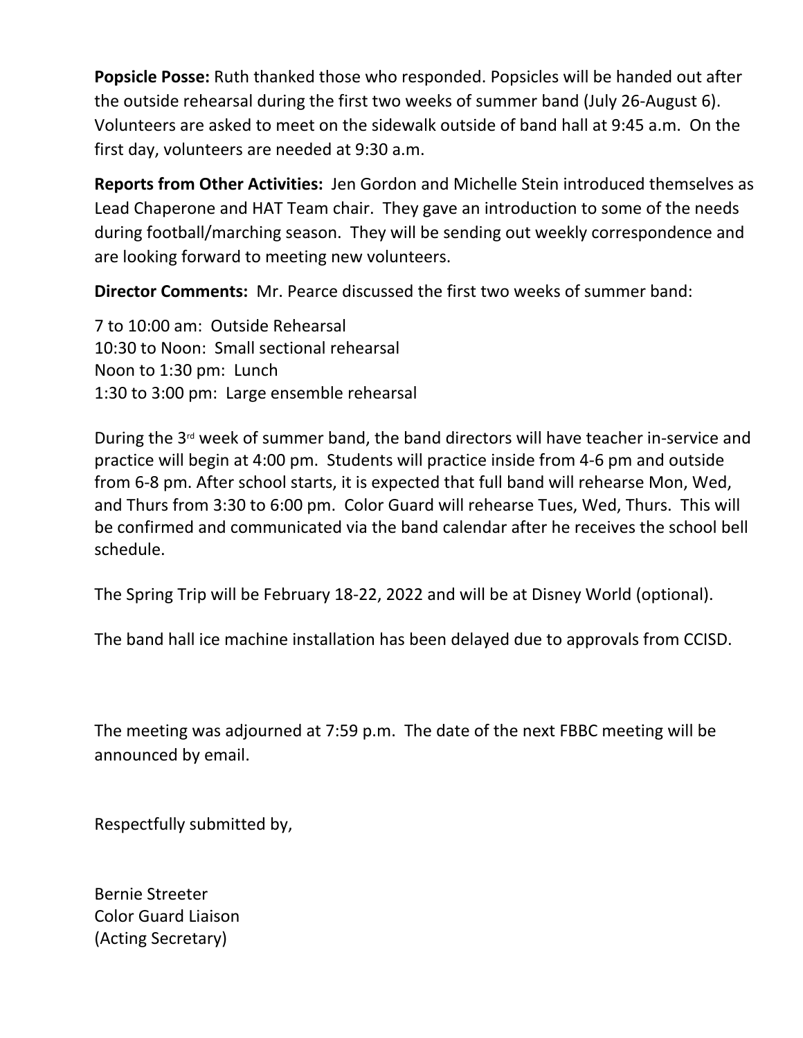**Popsicle Posse:** Ruth thanked those who responded. Popsicles will be handed out after the outside rehearsal during the first two weeks of summer band (July 26-August 6). Volunteers are asked to meet on the sidewalk outside of band hall at 9:45 a.m. On the first day, volunteers are needed at 9:30 a.m.

**Reports from Other Activities:** Jen Gordon and Michelle Stein introduced themselves as Lead Chaperone and HAT Team chair. They gave an introduction to some of the needs during football/marching season. They will be sending out weekly correspondence and are looking forward to meeting new volunteers.

**Director Comments:** Mr. Pearce discussed the first two weeks of summer band:

7 to 10:00 am: Outside Rehearsal
10:30 to Noon: Small sectional rehearsal
Noon to 1:30 pm: Lunch
1:30 to 3:00 pm: Large ensemble rehearsal

During the 3rd week of summer band, the band directors will have teacher in-service and practice will begin at 4:00 pm. Students will practice inside from 4-6 pm and outside from 6-8 pm. After school starts, it is expected that full band will rehearse Mon, Wed, and Thurs from 3:30 to 6:00 pm. Color Guard will rehearse Tues, Wed, Thurs. This will be confirmed and communicated via the band calendar after he receives the school bell schedule.

The Spring Trip will be February 18-22, 2022 and will be at Disney World (optional).

The band hall ice machine installation has been delayed due to approvals from CCISD.

The meeting was adjourned at 7:59 p.m. The date of the next FBBC meeting will be announced by email.

Respectfully submitted by,

Bernie Streeter
Color Guard Liaison
(Acting Secretary)